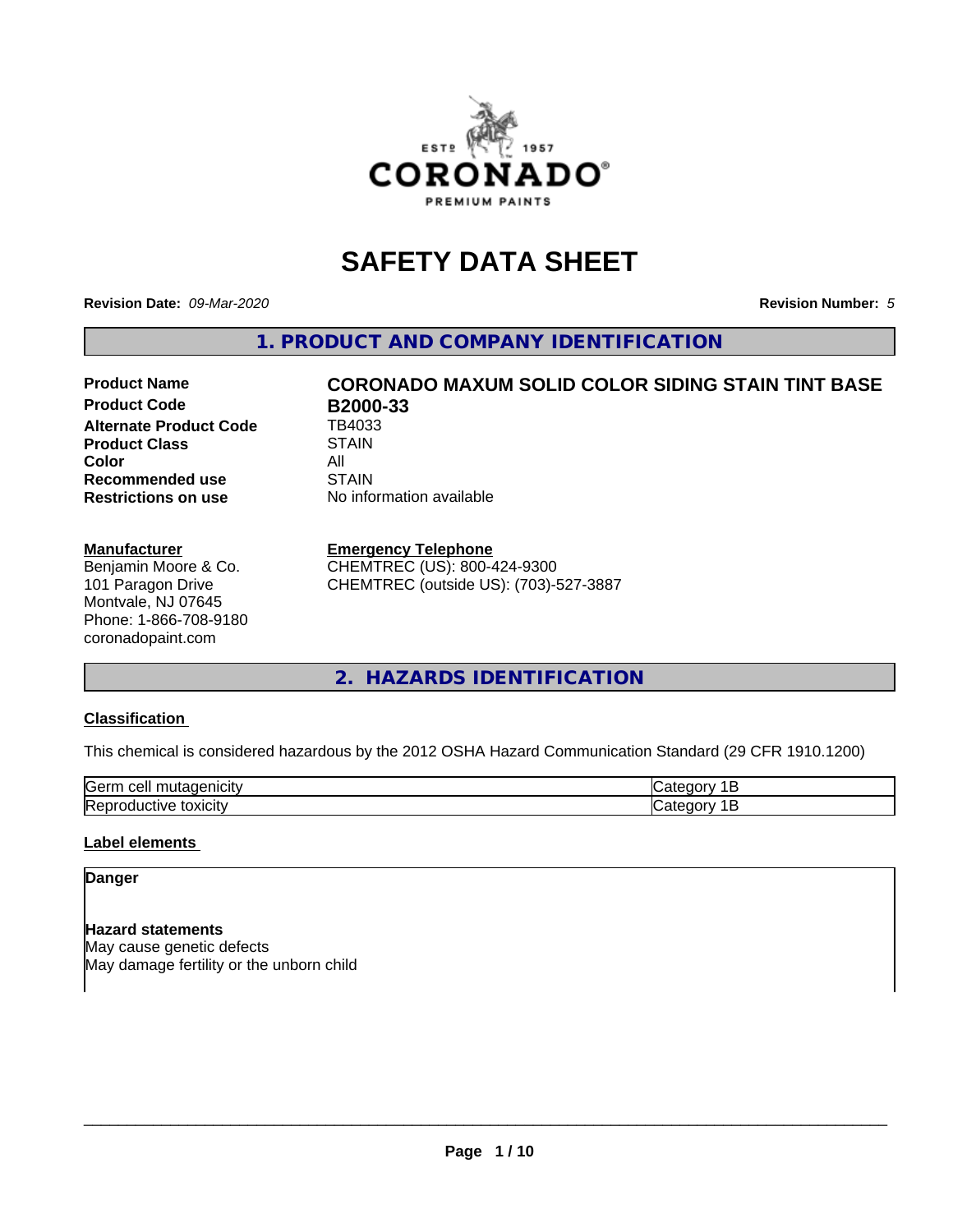# SAFETY DATA SHEET

**Revision Date:** *09-Mar-2020* **Revision Number:** *5*

## 1. PRODUCT AND COMPANY IDENTIFICATION

| | |
|---|---|
| **Product Name** | **CORONADO MAXUM SOLID COLOR SIDING STAIN TINT BASE** |
| **Product Code** | **B2000-33** |
| **Alternate Product Code** | TB4033 |
| **Product Class** | STAIN |
| **Color** | All |
| **Recommended use** | STAIN |
| **Restrictions on use** | No information available |

**Manufacturer**
Benjamin Moore & Co.
101 Paragon Drive
Montvale, NJ 07645
Phone: 1-866-708-9180
coronadopaint.com

**Emergency Telephone**
CHEMTREC (US): 800-424-9300
CHEMTREC (outside US): (703)-527-3887

## 2. HAZARDS IDENTIFICATION

### Classification

This chemical is considered hazardous by the 2012 OSHA Hazard Communication Standard (29 CFR 1910.1200)

| | |
|---|---|
| Germ cell mutagenicity | Category 1B |
| Reproductive toxicity | Category 1B |

### Label elements

**Danger**

**Hazard statements**
May cause genetic defects
May damage fertility or the unborn child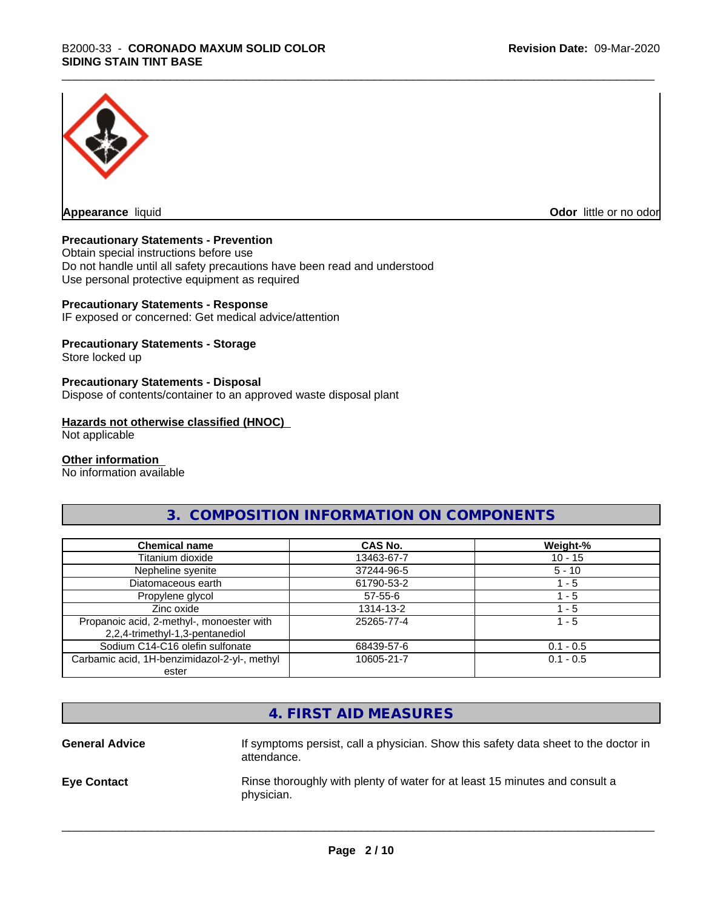**Appearance** liquid **Odor** little or no odor

**Precautionary Statements - Prevention**
Obtain special instructions before use
Do not handle until all safety precautions have been read and understood
Use personal protective equipment as required

**Precautionary Statements - Response**
IF exposed or concerned: Get medical advice/attention

**Precautionary Statements - Storage**
Store locked up

**Precautionary Statements - Disposal**
Dispose of contents/container to an approved waste disposal plant

**Hazards not otherwise classified (HNOC)**
Not applicable

**Other information**
No information available

## 3. COMPOSITION INFORMATION ON COMPONENTS

| Chemical name | CAS No. | Weight-% |
|---|---|---|
| Titanium dioxide | 13463-67-7 | 10 - 15 |
| Nepheline syenite | 37244-96-5 | 5 - 10 |
| Diatomaceous earth | 61790-53-2 | 1 - 5 |
| Propylene glycol | 57-55-6 | 1 - 5 |
| Zinc oxide | 1314-13-2 | 1 - 5 |
| Propanoic acid, 2-methyl-, monoester with 2,2,4-trimethyl-1,3-pentanediol | 25265-77-4 | 1 - 5 |
| Sodium C14-C16 olefin sulfonate | 68439-57-6 | 0.1 - 0.5 |
| Carbamic acid, 1H-benzimidazol-2-yl-, methyl ester | 10605-21-7 | 0.1 - 0.5 |

## 4. FIRST AID MEASURES

**General Advice** If symptoms persist, call a physician. Show this safety data sheet to the doctor in attendance.

**Eye Contact** Rinse thoroughly with plenty of water for at least 15 minutes and consult a physician.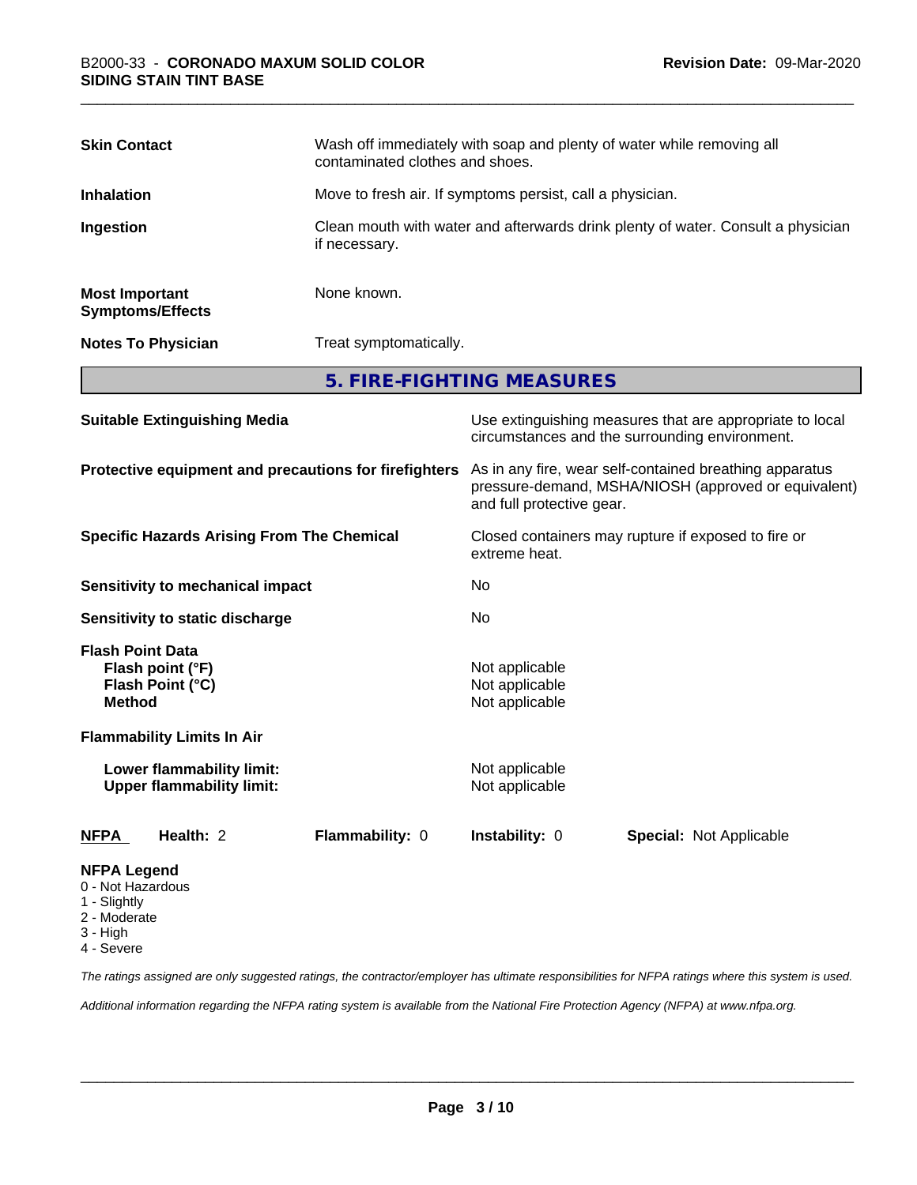| | |
|---|---|
| **Skin Contact** | Wash off immediately with soap and plenty of water while removing all contaminated clothes and shoes. |
| **Inhalation** | Move to fresh air. If symptoms persist, call a physician. |
| **Ingestion** | Clean mouth with water and afterwards drink plenty of water. Consult a physician if necessary. |
| **Most Important Symptoms/Effects** | None known. |
| **Notes To Physician** | Treat symptomatically. |

## 5. FIRE-FIGHTING MEASURES

| | |
|---|---|
| **Suitable Extinguishing Media** | Use extinguishing measures that are appropriate to local circumstances and the surrounding environment. |
| **Protective equipment and precautions for firefighters** | As in any fire, wear self-contained breathing apparatus pressure-demand, MSHA/NIOSH (approved or equivalent) and full protective gear. |
| **Specific Hazards Arising From The Chemical** | Closed containers may rupture if exposed to fire or extreme heat. |
| **Sensitivity to mechanical impact** | No |
| **Sensitivity to static discharge** | No |

**Flash Point Data**

| | |
|---|---|
| **Flash point (°F)** | Not applicable |
| **Flash Point (°C)** | Not applicable |
| **Method** | Not applicable |

**Flammability Limits In Air**

| | |
|---|---|
| **Lower flammability limit:** | Not applicable |
| **Upper flammability limit:** | Not applicable |

| **NFPA** | **Health:** 2 | **Flammability:** 0 | **Instability:** 0 | **Special:** Not Applicable |
|---|---|---|---|---|

**NFPA Legend**
0 - Not Hazardous
1 - Slightly
2 - Moderate
3 - High
4 - Severe

*The ratings assigned are only suggested ratings, the contractor/employer has ultimate responsibilities for NFPA ratings where this system is used.*

*Additional information regarding the NFPA rating system is available from the National Fire Protection Agency (NFPA) at www.nfpa.org.*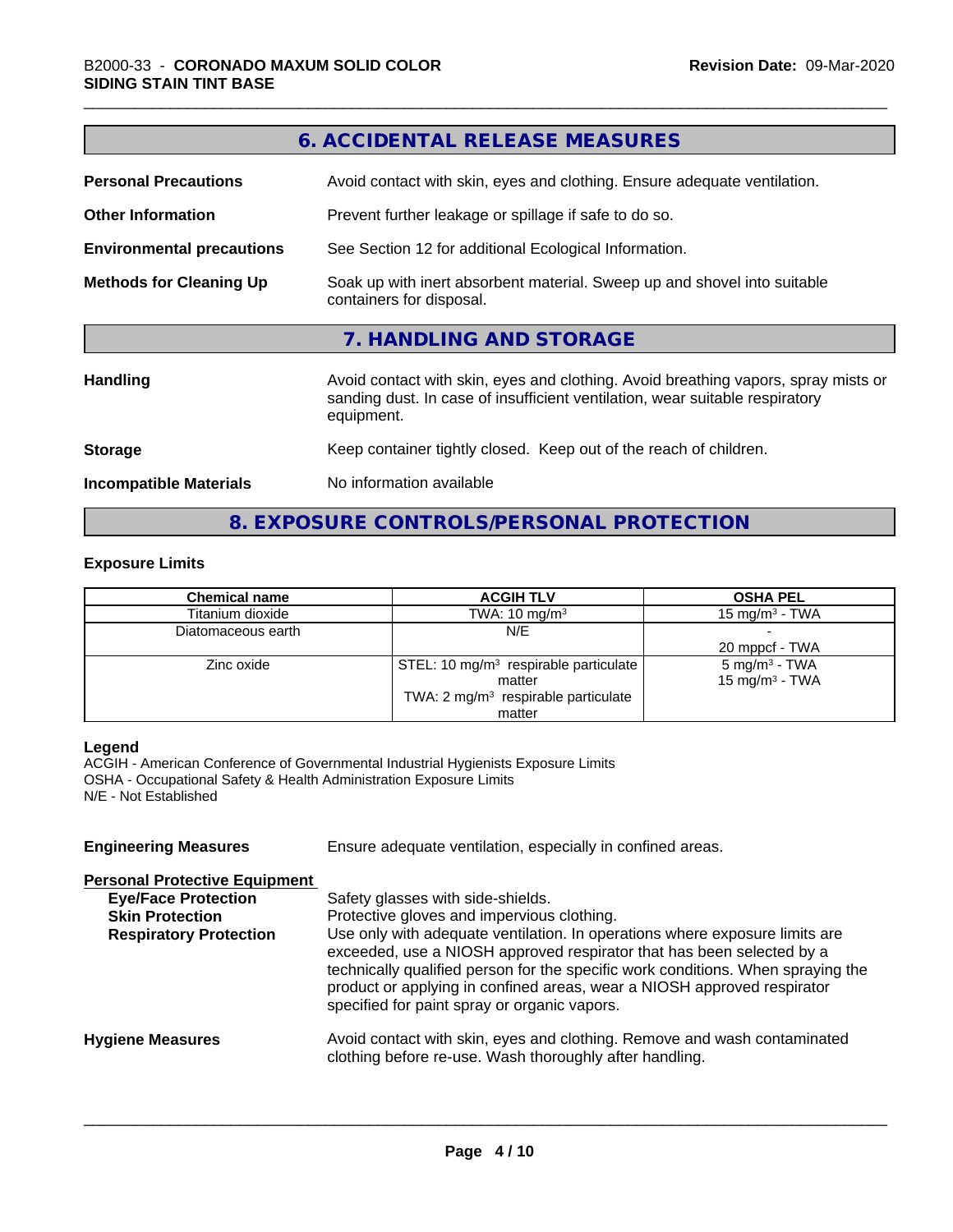## 6. ACCIDENTAL RELEASE MEASURES

**Personal Precautions** Avoid contact with skin, eyes and clothing. Ensure adequate ventilation.

**Other Information** Prevent further leakage or spillage if safe to do so.

**Environmental precautions** See Section 12 for additional Ecological Information.

**Methods for Cleaning Up** Soak up with inert absorbent material. Sweep up and shovel into suitable containers for disposal.

## 7. HANDLING AND STORAGE

**Handling** Avoid contact with skin, eyes and clothing. Avoid breathing vapors, spray mists or sanding dust. In case of insufficient ventilation, wear suitable respiratory equipment.

**Storage** Keep container tightly closed. Keep out of the reach of children.

**Incompatible Materials** No information available

## 8. EXPOSURE CONTROLS/PERSONAL PROTECTION

### Exposure Limits

| Chemical name | ACGIH TLV | OSHA PEL |
|---|---|---|
| Titanium dioxide | TWA: 10 mg/m³ | 15 mg/m³ - TWA |
| Diatomaceous earth | N/E | -<br>20 mppcf - TWA |
| Zinc oxide | STEL: 10 mg/m³ respirable particulate matter<br>TWA: 2 mg/m³ respirable particulate matter | 5 mg/m³ - TWA<br>15 mg/m³ - TWA |

**Legend**
ACGIH - American Conference of Governmental Industrial Hygienists Exposure Limits
OSHA - Occupational Safety & Health Administration Exposure Limits
N/E - Not Established

**Engineering Measures** Ensure adequate ventilation, especially in confined areas.

**Personal Protective Equipment**

**Eye/Face Protection** Safety glasses with side-shields.

**Skin Protection** Protective gloves and impervious clothing.

**Respiratory Protection** Use only with adequate ventilation. In operations where exposure limits are exceeded, use a NIOSH approved respirator that has been selected by a technically qualified person for the specific work conditions. When spraying the product or applying in confined areas, wear a NIOSH approved respirator specified for paint spray or organic vapors.

**Hygiene Measures** Avoid contact with skin, eyes and clothing. Remove and wash contaminated clothing before re-use. Wash thoroughly after handling.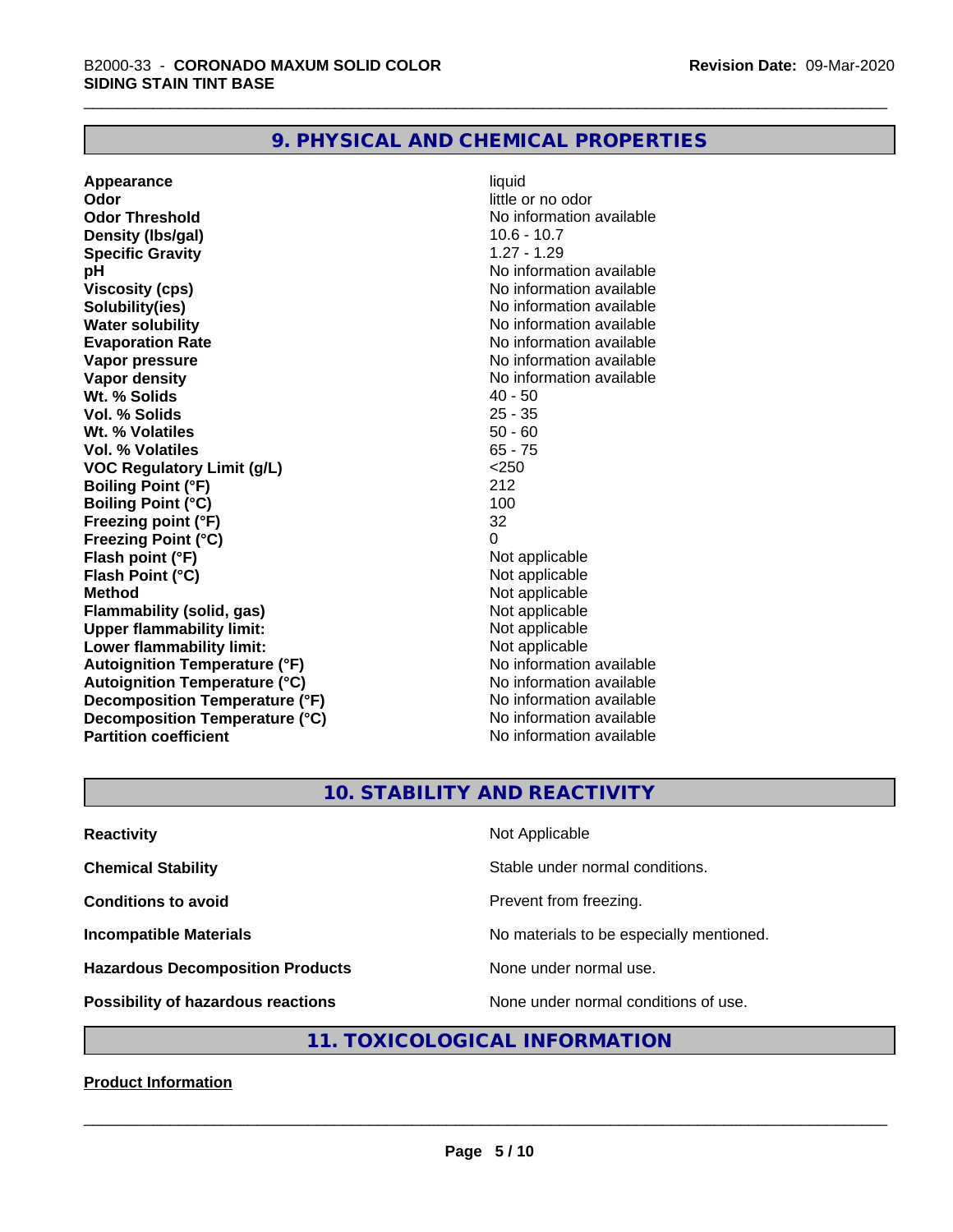## 9. PHYSICAL AND CHEMICAL PROPERTIES

| | |
|---|---|
| **Appearance** | liquid |
| **Odor** | little or no odor |
| **Odor Threshold** | No information available |
| **Density (lbs/gal)** | 10.6 - 10.7 |
| **Specific Gravity** | 1.27 - 1.29 |
| **pH** | No information available |
| **Viscosity (cps)** | No information available |
| **Solubility(ies)** | No information available |
| **Water solubility** | No information available |
| **Evaporation Rate** | No information available |
| **Vapor pressure** | No information available |
| **Vapor density** | No information available |
| **Wt. % Solids** | 40 - 50 |
| **Vol. % Solids** | 25 - 35 |
| **Wt. % Volatiles** | 50 - 60 |
| **Vol. % Volatiles** | 65 - 75 |
| **VOC Regulatory Limit (g/L)** | <250 |
| **Boiling Point (°F)** | 212 |
| **Boiling Point (°C)** | 100 |
| **Freezing point (°F)** | 32 |
| **Freezing Point (°C)** | 0 |
| **Flash point (°F)** | Not applicable |
| **Flash Point (°C)** | Not applicable |
| **Method** | Not applicable |
| **Flammability (solid, gas)** | Not applicable |
| **Upper flammability limit:** | Not applicable |
| **Lower flammability limit:** | Not applicable |
| **Autoignition Temperature (°F)** | No information available |
| **Autoignition Temperature (°C)** | No information available |
| **Decomposition Temperature (°F)** | No information available |
| **Decomposition Temperature (°C)** | No information available |
| **Partition coefficient** | No information available |

## 10. STABILITY AND REACTIVITY

| | |
|---|---|
| **Reactivity** | Not Applicable |
| **Chemical Stability** | Stable under normal conditions. |
| **Conditions to avoid** | Prevent from freezing. |
| **Incompatible Materials** | No materials to be especially mentioned. |
| **Hazardous Decomposition Products** | None under normal use. |
| **Possibility of hazardous reactions** | None under normal conditions of use. |

## 11. TOXICOLOGICAL INFORMATION

**Product Information**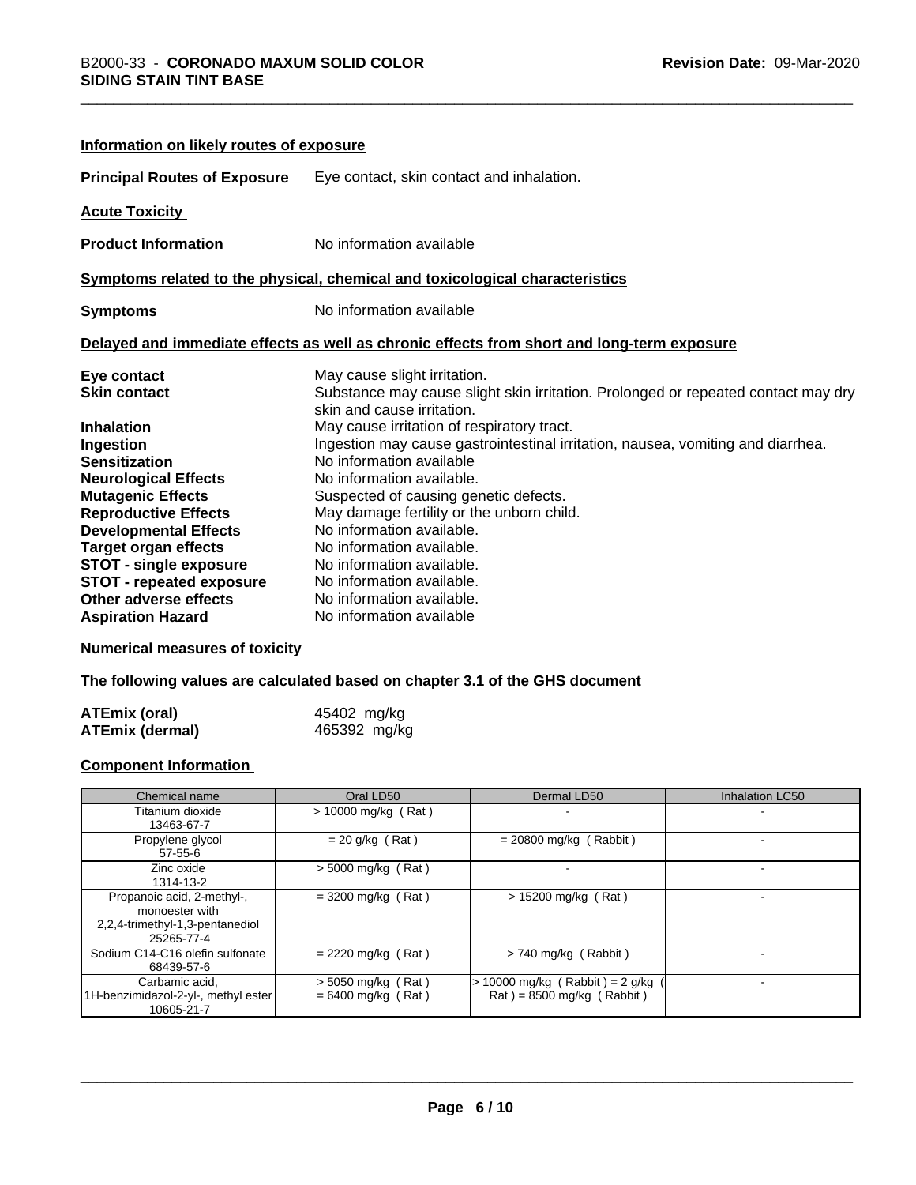**Information on likely routes of exposure**

**Principal Routes of Exposure** Eye contact, skin contact and inhalation.

**Acute Toxicity**

**Product Information** No information available

**Symptoms related to the physical, chemical and toxicological characteristics**

**Symptoms** No information available

**Delayed and immediate effects as well as chronic effects from short and long-term exposure**

**Eye contact** May cause slight irritation.
**Skin contact** Substance may cause slight skin irritation. Prolonged or repeated contact may dry skin and cause irritation.
**Inhalation** May cause irritation of respiratory tract.
**Ingestion** Ingestion may cause gastrointestinal irritation, nausea, vomiting and diarrhea.
**Sensitization** No information available
**Neurological Effects** No information available.
**Mutagenic Effects** Suspected of causing genetic defects.
**Reproductive Effects** May damage fertility or the unborn child.
**Developmental Effects** No information available.
**Target organ effects** No information available.
**STOT - single exposure** No information available.
**STOT - repeated exposure** No information available.
**Other adverse effects** No information available.
**Aspiration Hazard** No information available

**Numerical measures of toxicity**

**The following values are calculated based on chapter 3.1 of the GHS document**

**ATEmix (oral)** 45402 mg/kg
**ATEmix (dermal)** 465392 mg/kg

**Component Information**

| Chemical name | Oral LD50 | Dermal LD50 | Inhalation LC50 |
|---|---|---|---|
| Titanium dioxide<br>13463-67-7 | > 10000 mg/kg ( Rat ) | - | - |
| Propylene glycol<br>57-55-6 | = 20 g/kg ( Rat ) | = 20800 mg/kg ( Rabbit ) | - |
| Zinc oxide<br>1314-13-2 | > 5000 mg/kg ( Rat ) | - | - |
| Propanoic acid, 2-methyl-, monoester with 2,2,4-trimethyl-1,3-pentanediol<br>25265-77-4 | = 3200 mg/kg ( Rat ) | > 15200 mg/kg ( Rat ) | - |
| Sodium C14-C16 olefin sulfonate<br>68439-57-6 | = 2220 mg/kg ( Rat ) | > 740 mg/kg ( Rabbit ) | - |
| Carbamic acid, 1H-benzimidazol-2-yl-, methyl ester<br>10605-21-7 | > 5050 mg/kg ( Rat )<br>= 6400 mg/kg ( Rat ) | > 10000 mg/kg ( Rabbit ) = 2 g/kg ( Rat ) = 8500 mg/kg ( Rabbit ) | - |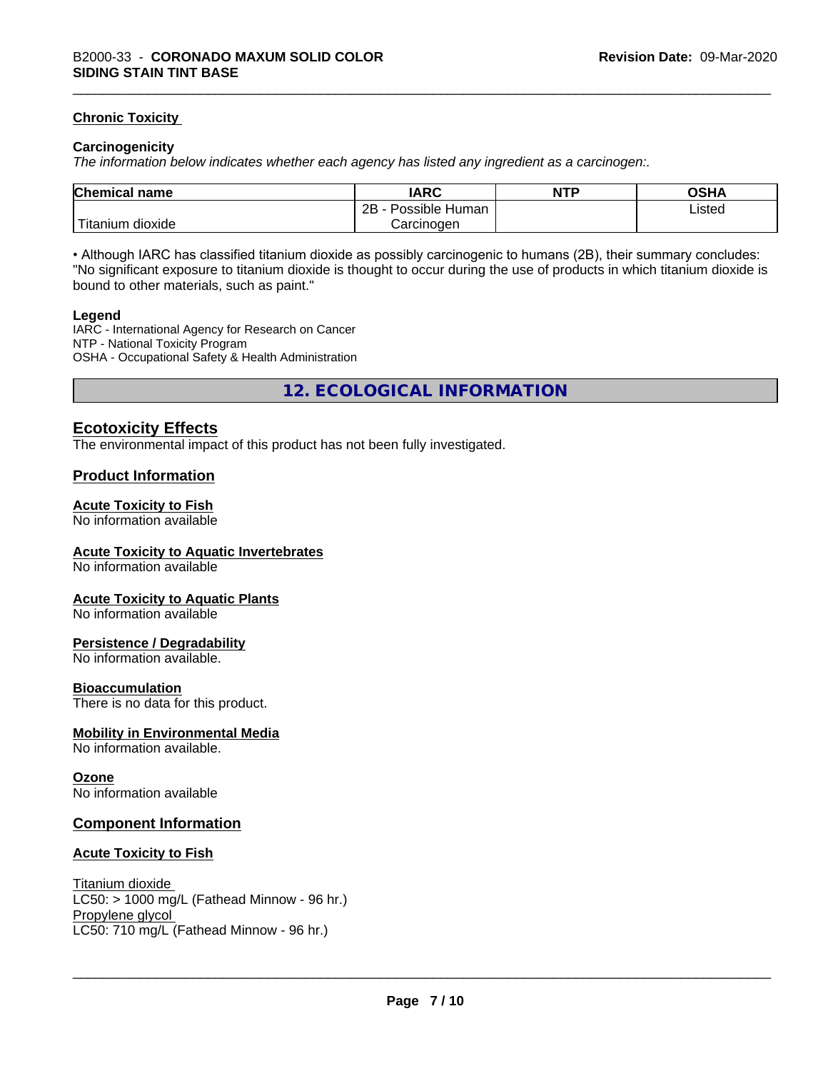**Chronic Toxicity**

**Carcinogenicity**

*The information below indicates whether each agency has listed any ingredient as a carcinogen:.*

| Chemical name | IARC | NTP | OSHA |
|---|---|---|---|
| Titanium dioxide | 2B - Possible Human Carcinogen | | Listed |

• Although IARC has classified titanium dioxide as possibly carcinogenic to humans (2B), their summary concludes: "No significant exposure to titanium dioxide is thought to occur during the use of products in which titanium dioxide is bound to other materials, such as paint."

**Legend**

IARC - International Agency for Research on Cancer
NTP - National Toxicity Program
OSHA - Occupational Safety & Health Administration

## 12. ECOLOGICAL INFORMATION

### Ecotoxicity Effects

The environmental impact of this product has not been fully investigated.

### Product Information

**Acute Toxicity to Fish**
No information available

**Acute Toxicity to Aquatic Invertebrates**
No information available

**Acute Toxicity to Aquatic Plants**
No information available

**Persistence / Degradability**
No information available.

**Bioaccumulation**
There is no data for this product.

**Mobility in Environmental Media**
No information available.

**Ozone**
No information available

### Component Information

**Acute Toxicity to Fish**

Titanium dioxide
LC50: > 1000 mg/L (Fathead Minnow - 96 hr.)
Propylene glycol
LC50: 710 mg/L (Fathead Minnow - 96 hr.)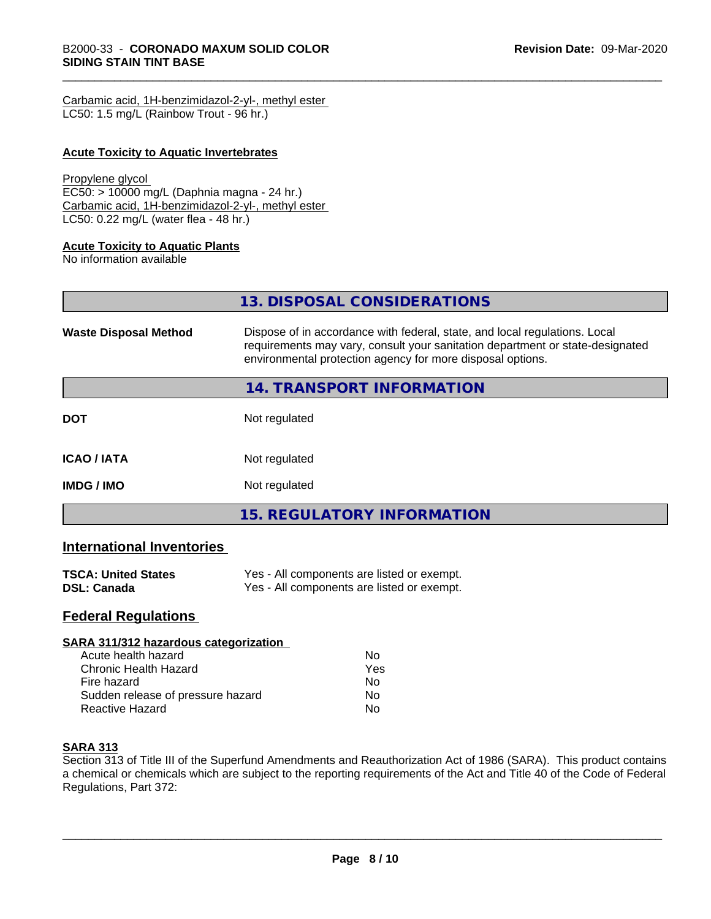Carbamic acid, 1H-benzimidazol-2-yl-, methyl ester
LC50: 1.5 mg/L (Rainbow Trout - 96 hr.)

**Acute Toxicity to Aquatic Invertebrates**

Propylene glycol
EC50: > 10000 mg/L (Daphnia magna - 24 hr.)
Carbamic acid, 1H-benzimidazol-2-yl-, methyl ester
LC50: 0.22 mg/L (water flea - 48 hr.)

**Acute Toxicity to Aquatic Plants**
No information available

## 13. DISPOSAL CONSIDERATIONS

| | |
|---|---|
| **Waste Disposal Method** | Dispose of in accordance with federal, state, and local regulations. Local requirements may vary, consult your sanitation department or state-designated environmental protection agency for more disposal options. |

## 14. TRANSPORT INFORMATION

| | |
|---|---|
| **DOT** | Not regulated |
| **ICAO / IATA** | Not regulated |
| **IMDG / IMO** | Not regulated |

## 15. REGULATORY INFORMATION

### International Inventories

| | |
|---|---|
| **TSCA: United States** | Yes - All components are listed or exempt. |
| **DSL: Canada** | Yes - All components are listed or exempt. |

### Federal Regulations

**SARA 311/312 hazardous categorization**

| | |
|---|---|
| Acute health hazard | No |
| Chronic Health Hazard | Yes |
| Fire hazard | No |
| Sudden release of pressure hazard | No |
| Reactive Hazard | No |

**SARA 313**
Section 313 of Title III of the Superfund Amendments and Reauthorization Act of 1986 (SARA). This product contains a chemical or chemicals which are subject to the reporting requirements of the Act and Title 40 of the Code of Federal Regulations, Part 372: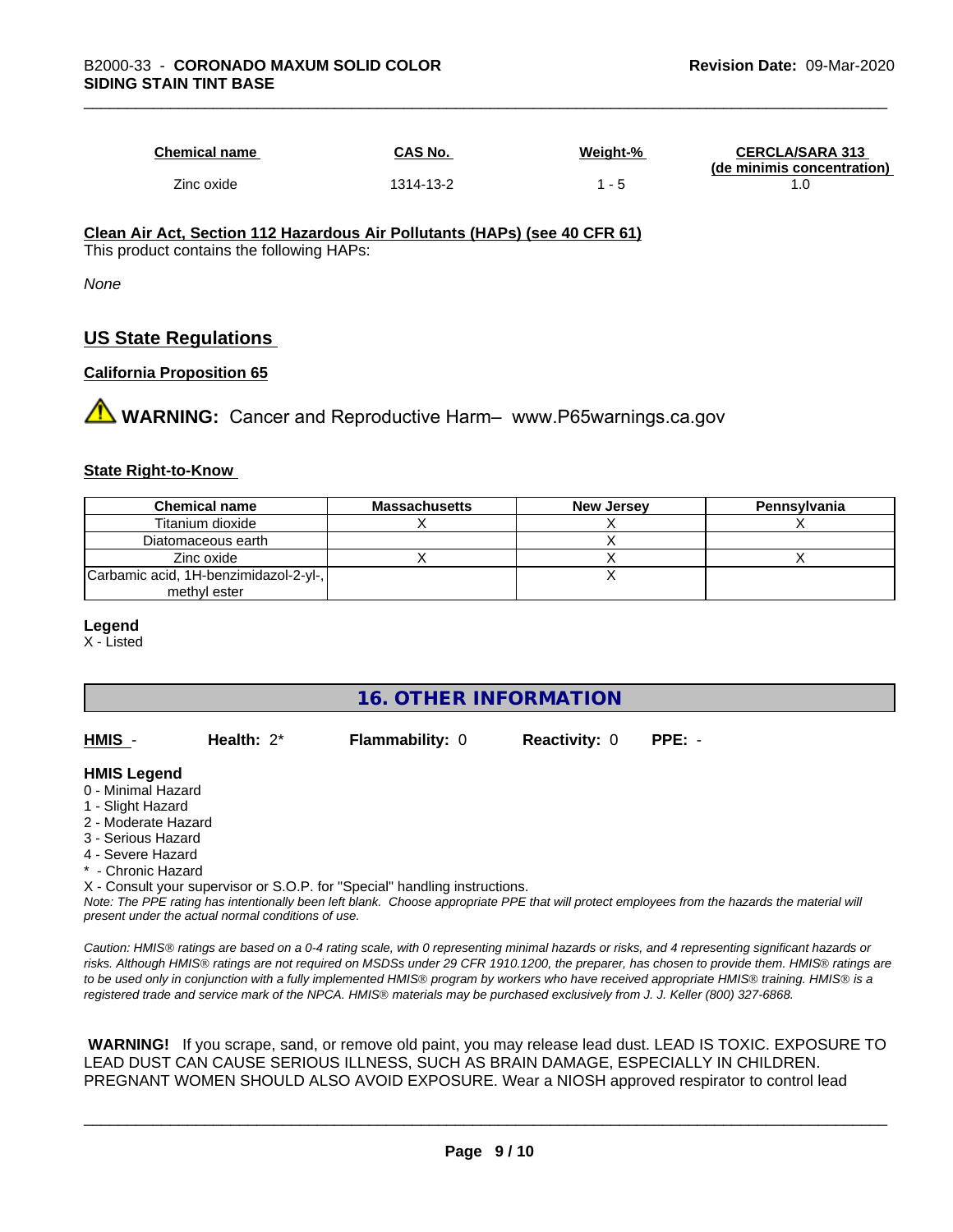| Chemical name | CAS No. | Weight-% | CERCLA/SARA 313 (de minimis concentration) |
|---|---|---|---|
| Zinc oxide | 1314-13-2 | 1 - 5 | 1.0 |

**Clean Air Act, Section 112 Hazardous Air Pollutants (HAPs) (see 40 CFR 61)**

This product contains the following HAPs:

*None*

## US State Regulations

**California Proposition 65**

⚠ **WARNING:** Cancer and Reproductive Harm– www.P65warnings.ca.gov

**State Right-to-Know**

| Chemical name | Massachusetts | New Jersey | Pennsylvania |
|---|---|---|---|
| Titanium dioxide | X | X | X |
| Diatomaceous earth | | X | |
| Zinc oxide | X | X | X |
| Carbamic acid, 1H-benzimidazol-2-yl-, methyl ester | | X | |

**Legend**

X - Listed

## 16. OTHER INFORMATION

**HMIS** - **Health:** 2* **Flammability:** 0 **Reactivity:** 0 **PPE:** -

**HMIS Legend**

- 0 - Minimal Hazard
- 1 - Slight Hazard
- 2 - Moderate Hazard
- 3 - Serious Hazard
- 4 - Severe Hazard
- * - Chronic Hazard

X - Consult your supervisor or S.O.P. for "Special" handling instructions.

*Note: The PPE rating has intentionally been left blank. Choose appropriate PPE that will protect employees from the hazards the material will present under the actual normal conditions of use.*

*Caution: HMIS® ratings are based on a 0-4 rating scale, with 0 representing minimal hazards or risks, and 4 representing significant hazards or risks. Although HMIS® ratings are not required on MSDSs under 29 CFR 1910.1200, the preparer, has chosen to provide them. HMIS® ratings are to be used only in conjunction with a fully implemented HMIS® program by workers who have received appropriate HMIS® training. HMIS® is a registered trade and service mark of the NPCA. HMIS® materials may be purchased exclusively from J. J. Keller (800) 327-6868.*

**WARNING!** If you scrape, sand, or remove old paint, you may release lead dust. LEAD IS TOXIC. EXPOSURE TO LEAD DUST CAN CAUSE SERIOUS ILLNESS, SUCH AS BRAIN DAMAGE, ESPECIALLY IN CHILDREN. PREGNANT WOMEN SHOULD ALSO AVOID EXPOSURE. Wear a NIOSH approved respirator to control lead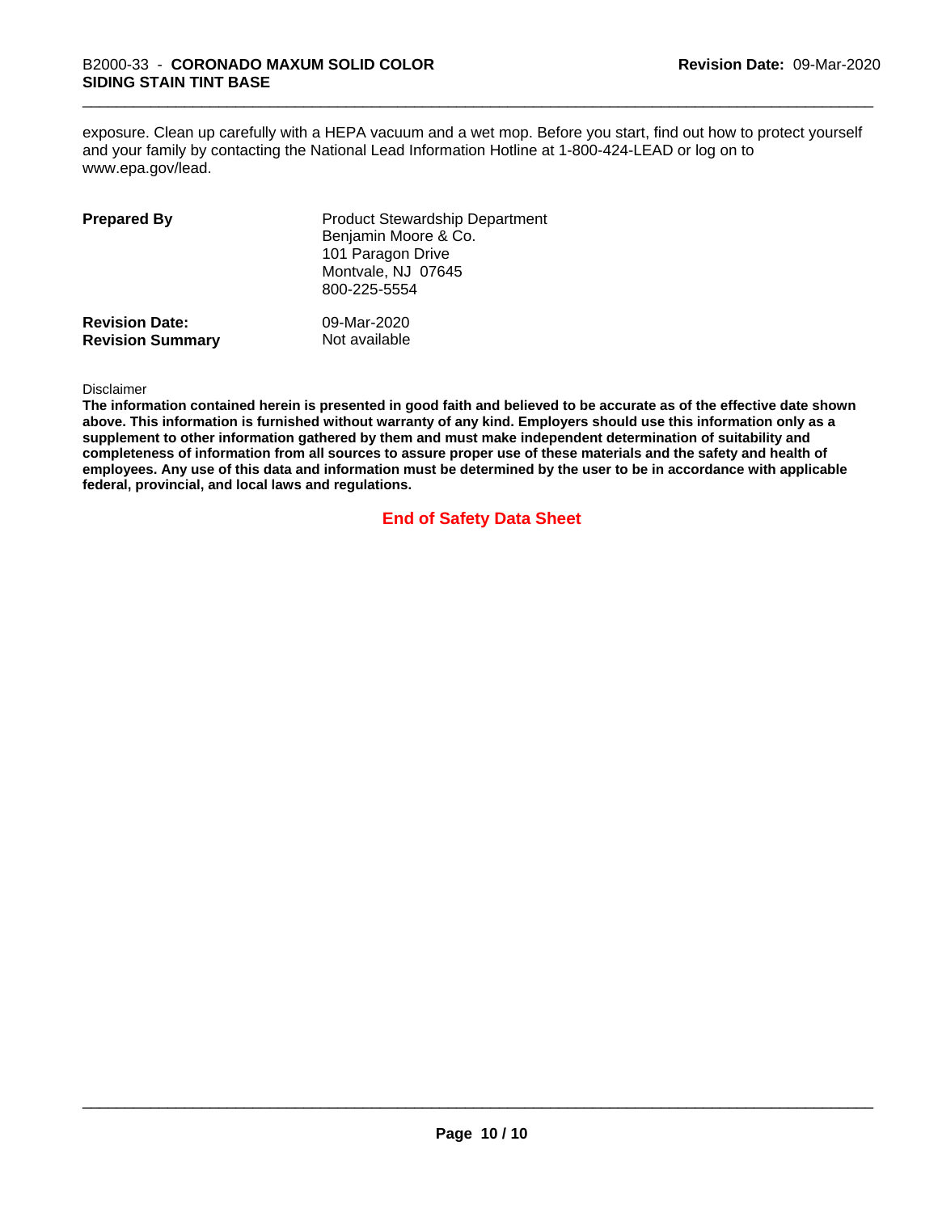exposure. Clean up carefully with a HEPA vacuum and a wet mop. Before you start, find out how to protect yourself and your family by contacting the National Lead Information Hotline at 1-800-424-LEAD or log on to www.epa.gov/lead.

| | |
|---|---|
| **Prepared By** | Product Stewardship Department<br>Benjamin Moore & Co.<br>101 Paragon Drive<br>Montvale, NJ 07645<br>800-225-5554 |
| **Revision Date:** | 09-Mar-2020 |
| **Revision Summary** | Not available |

Disclaimer

**The information contained herein is presented in good faith and believed to be accurate as of the effective date shown above. This information is furnished without warranty of any kind. Employers should use this information only as a supplement to other information gathered by them and must make independent determination of suitability and completeness of information from all sources to assure proper use of these materials and the safety and health of employees. Any use of this data and information must be determined by the user to be in accordance with applicable federal, provincial, and local laws and regulations.**

**End of Safety Data Sheet**